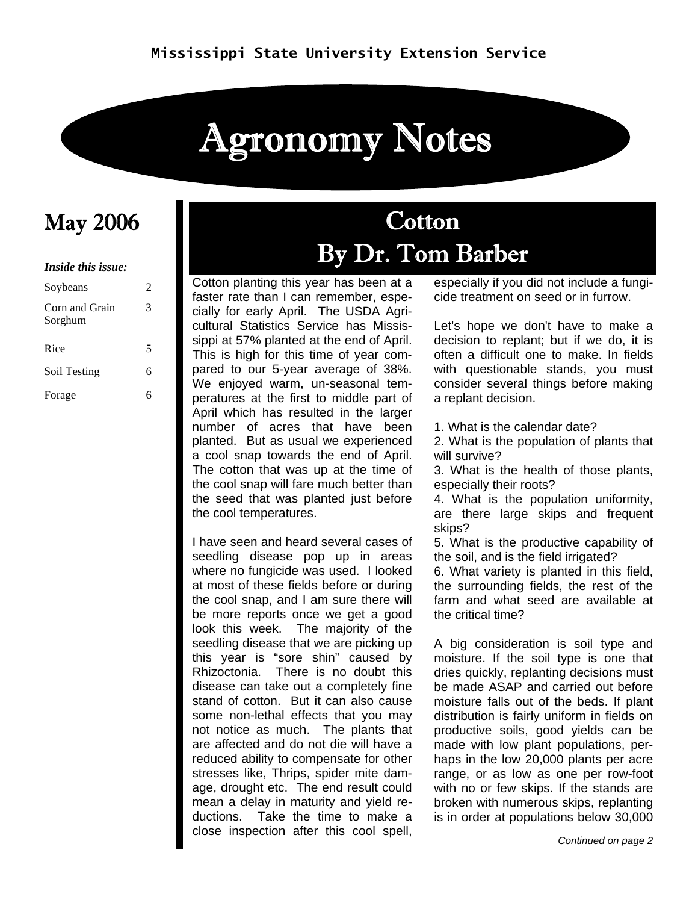Mississippi State University Extension Service

# Agronomy Notes

## May 2006

***Inside this issue:***

| | |
|---|---|
| Soybeans | 2 |
| Corn and Grain Sorghum | 3 |
| Rice | 5 |
| Soil Testing | 6 |
| Forage | 6 |

## Cotton
## By Dr. Tom Barber

Cotton planting this year has been at a faster rate than I can remember, especially for early April. The USDA Agricultural Statistics Service has Mississippi at 57% planted at the end of April. This is high for this time of year compared to our 5-year average of 38%. We enjoyed warm, un-seasonal temperatures at the first to middle part of April which has resulted in the larger number of acres that have been planted. But as usual we experienced a cool snap towards the end of April. The cotton that was up at the time of the cool snap will fare much better than the seed that was planted just before the cool temperatures.

I have seen and heard several cases of seedling disease pop up in areas where no fungicide was used. I looked at most of these fields before or during the cool snap, and I am sure there will be more reports once we get a good look this week. The majority of the seedling disease that we are picking up this year is "sore shin" caused by Rhizoctonia. There is no doubt this disease can take out a completely fine stand of cotton. But it can also cause some non-lethal effects that you may not notice as much. The plants that are affected and do not die will have a reduced ability to compensate for other stresses like, Thrips, spider mite damage, drought etc. The end result could mean a delay in maturity and yield reductions. Take the time to make a close inspection after this cool spell, especially if you did not include a fungicide treatment on seed or in furrow.

Let's hope we don't have to make a decision to replant; but if we do, it is often a difficult one to make. In fields with questionable stands, you must consider several things before making a replant decision.

1. What is the calendar date?
2. What is the population of plants that will survive?
3. What is the health of those plants, especially their roots?
4. What is the population uniformity, are there large skips and frequent skips?
5. What is the productive capability of the soil, and is the field irrigated?
6. What variety is planted in this field, the surrounding fields, the rest of the farm and what seed are available at the critical time?

A big consideration is soil type and moisture. If the soil type is one that dries quickly, replanting decisions must be made ASAP and carried out before moisture falls out of the beds. If plant distribution is fairly uniform in fields on productive soils, good yields can be made with low plant populations, perhaps in the low 20,000 plants per acre range, or as low as one per row-foot with no or few skips. If the stands are broken with numerous skips, replanting is in order at populations below 30,000

*Continued on page 2*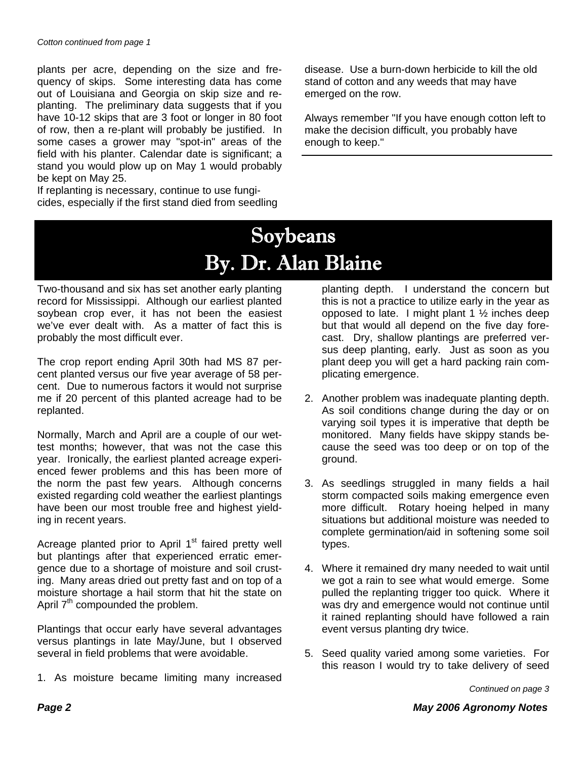*Cotton continued from page 1*

plants per acre, depending on the size and frequency of skips. Some interesting data has come out of Louisiana and Georgia on skip size and re-planting. The preliminary data suggests that if you have 10-12 skips that are 3 foot or longer in 80 foot of row, then a re-plant will probably be justified. In some cases a grower may "spot-in" areas of the field with his planter. Calendar date is significant; a stand you would plow up on May 1 would probably be kept on May 25.

If replanting is necessary, continue to use fungicides, especially if the first stand died from seedling disease. Use a burn-down herbicide to kill the old stand of cotton and any weeds that may have emerged on the row.

Always remember "If you have enough cotton left to make the decision difficult, you probably have enough to keep."

# Soybeans
## By. Dr. Alan Blaine

Two-thousand and six has set another early planting record for Mississippi. Although our earliest planted soybean crop ever, it has not been the easiest we've ever dealt with. As a matter of fact this is probably the most difficult ever.

The crop report ending April 30th had MS 87 percent planted versus our five year average of 58 percent. Due to numerous factors it would not surprise me if 20 percent of this planted acreage had to be replanted.

Normally, March and April are a couple of our wettest months; however, that was not the case this year. Ironically, the earliest planted acreage experienced fewer problems and this has been more of the norm the past few years. Although concerns existed regarding cold weather the earliest plantings have been our most trouble free and highest yielding in recent years.

Acreage planted prior to April 1st faired pretty well but plantings after that experienced erratic emergence due to a shortage of moisture and soil crusting. Many areas dried out pretty fast and on top of a moisture shortage a hail storm that hit the state on April 7th compounded the problem.

Plantings that occur early have several advantages versus plantings in late May/June, but I observed several in field problems that were avoidable.

1. As moisture became limiting many increased planting depth. I understand the concern but this is not a practice to utilize early in the year as opposed to late. I might plant 1 ½ inches deep but that would all depend on the five day forecast. Dry, shallow plantings are preferred versus deep planting, early. Just as soon as you plant deep you will get a hard packing rain complicating emergence.
2. Another problem was inadequate planting depth. As soil conditions change during the day or on varying soil types it is imperative that depth be monitored. Many fields have skippy stands because the seed was too deep or on top of the ground.
3. As seedlings struggled in many fields a hail storm compacted soils making emergence even more difficult. Rotary hoeing helped in many situations but additional moisture was needed to complete germination/aid in softening some soil types.
4. Where it remained dry many needed to wait until we got a rain to see what would emerge. Some pulled the replanting trigger too quick. Where it was dry and emergence would not continue until it rained replanting should have followed a rain event versus planting dry twice.
5. Seed quality varied among some varieties. For this reason I would try to take delivery of seed

*Continued on page 3*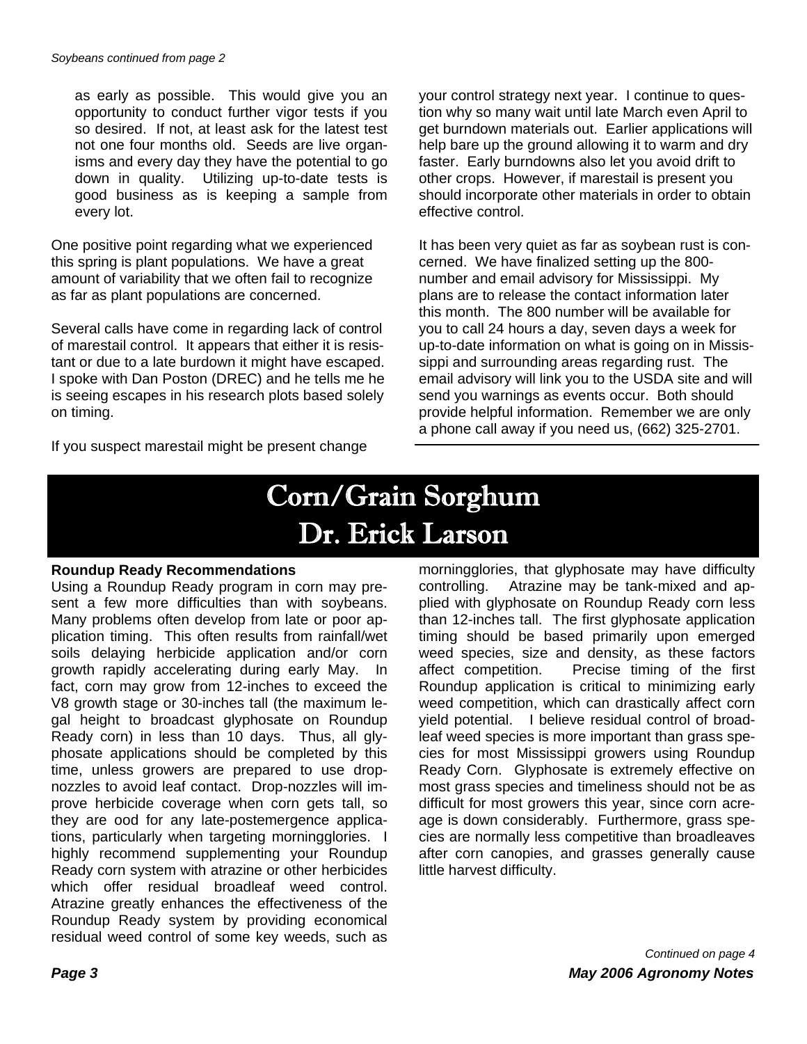*Soybeans continued from page 2*

as early as possible. This would give you an opportunity to conduct further vigor tests if you so desired. If not, at least ask for the latest test not one four months old. Seeds are live organisms and every day they have the potential to go down in quality. Utilizing up-to-date tests is good business as is keeping a sample from every lot.

One positive point regarding what we experienced this spring is plant populations. We have a great amount of variability that we often fail to recognize as far as plant populations are concerned.

Several calls have come in regarding lack of control of marestail control. It appears that either it is resistant or due to a late burdown it might have escaped. I spoke with Dan Poston (DREC) and he tells me he is seeing escapes in his research plots based solely on timing.

If you suspect marestail might be present change your control strategy next year. I continue to question why so many wait until late March even April to get burndown materials out. Earlier applications will help bare up the ground allowing it to warm and dry faster. Early burndowns also let you avoid drift to other crops. However, if marestail is present you should incorporate other materials in order to obtain effective control.

It has been very quiet as far as soybean rust is concerned. We have finalized setting up the 800-number and email advisory for Mississippi. My plans are to release the contact information later this month. The 800 number will be available for you to call 24 hours a day, seven days a week for up-to-date information on what is going on in Mississippi and surrounding areas regarding rust. The email advisory will link you to the USDA site and will send you warnings as events occur. Both should provide helpful information. Remember we are only a phone call away if you need us, (662) 325-2701.

# Corn/Grain Sorghum
## Dr. Erick Larson

**Roundup Ready Recommendations**

Using a Roundup Ready program in corn may present a few more difficulties than with soybeans. Many problems often develop from late or poor application timing. This often results from rainfall/wet soils delaying herbicide application and/or corn growth rapidly accelerating during early May. In fact, corn may grow from 12-inches to exceed the V8 growth stage or 30-inches tall (the maximum legal height to broadcast glyphosate on Roundup Ready corn) in less than 10 days. Thus, all glyphosate applications should be completed by this time, unless growers are prepared to use drop-nozzles to avoid leaf contact. Drop-nozzles will improve herbicide coverage when corn gets tall, so they are ood for any late-postemergence applications, particularly when targeting morningglories. I highly recommend supplementing your Roundup Ready corn system with atrazine or other herbicides which offer residual broadleaf weed control. Atrazine greatly enhances the effectiveness of the Roundup Ready system by providing economical residual weed control of some key weeds, such as morningglories, that glyphosate may have difficulty controlling. Atrazine may be tank-mixed and applied with glyphosate on Roundup Ready corn less than 12-inches tall. The first glyphosate application timing should be based primarily upon emerged weed species, size and density, as these factors affect competition. Precise timing of the first Roundup application is critical to minimizing early weed competition, which can drastically affect corn yield potential. I believe residual control of broadleaf weed species is more important than grass species for most Mississippi growers using Roundup Ready Corn. Glyphosate is extremely effective on most grass species and timeliness should not be as difficult for most growers this year, since corn acreage is down considerably. Furthermore, grass species are normally less competitive than broadleaves after corn canopies, and grasses generally cause little harvest difficulty.

*Continued on page 4*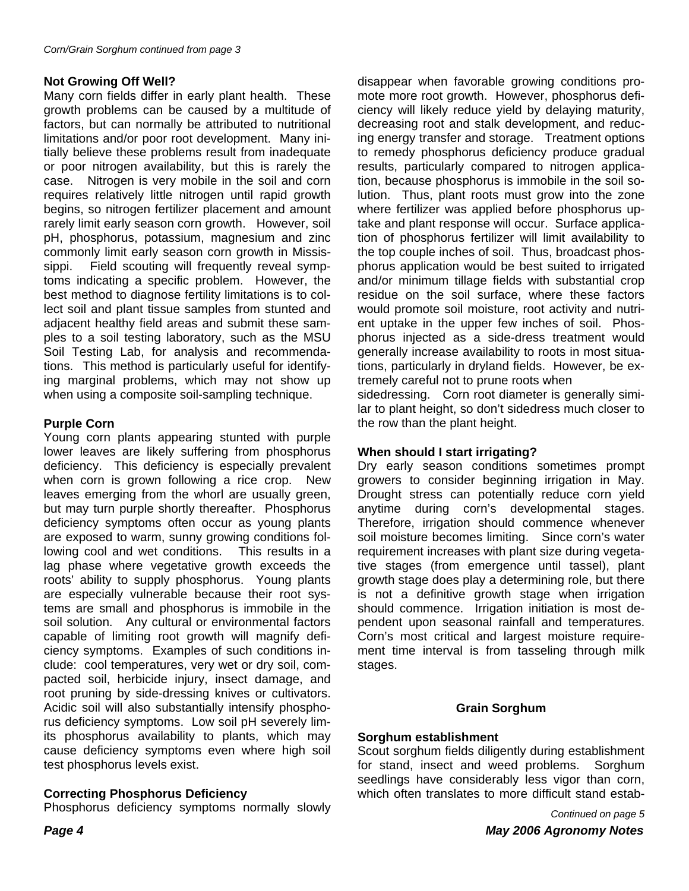*Corn/Grain Sorghum continued from page 3*

### Not Growing Off Well?

Many corn fields differ in early plant health. These growth problems can be caused by a multitude of factors, but can normally be attributed to nutritional limitations and/or poor root development. Many initially believe these problems result from inadequate or poor nitrogen availability, but this is rarely the case. Nitrogen is very mobile in the soil and corn requires relatively little nitrogen until rapid growth begins, so nitrogen fertilizer placement and amount rarely limit early season corn growth. However, soil pH, phosphorus, potassium, magnesium and zinc commonly limit early season corn growth in Mississippi. Field scouting will frequently reveal symptoms indicating a specific problem. However, the best method to diagnose fertility limitations is to collect soil and plant tissue samples from stunted and adjacent healthy field areas and submit these samples to a soil testing laboratory, such as the MSU Soil Testing Lab, for analysis and recommendations. This method is particularly useful for identifying marginal problems, which may not show up when using a composite soil-sampling technique.

### Purple Corn

Young corn plants appearing stunted with purple lower leaves are likely suffering from phosphorus deficiency. This deficiency is especially prevalent when corn is grown following a rice crop. New leaves emerging from the whorl are usually green, but may turn purple shortly thereafter. Phosphorus deficiency symptoms often occur as young plants are exposed to warm, sunny growing conditions following cool and wet conditions. This results in a lag phase where vegetative growth exceeds the roots' ability to supply phosphorus. Young plants are especially vulnerable because their root systems are small and phosphorus is immobile in the soil solution. Any cultural or environmental factors capable of limiting root growth will magnify deficiency symptoms. Examples of such conditions include: cool temperatures, very wet or dry soil, compacted soil, herbicide injury, insect damage, and root pruning by side-dressing knives or cultivators. Acidic soil will also substantially intensify phosphorus deficiency symptoms. Low soil pH severely limits phosphorus availability to plants, which may cause deficiency symptoms even where high soil test phosphorus levels exist.

### Correcting Phosphorus Deficiency

Phosphorus deficiency symptoms normally slowly disappear when favorable growing conditions promote more root growth. However, phosphorus deficiency will likely reduce yield by delaying maturity, decreasing root and stalk development, and reducing energy transfer and storage. Treatment options to remedy phosphorus deficiency produce gradual results, particularly compared to nitrogen application, because phosphorus is immobile in the soil solution. Thus, plant roots must grow into the zone where fertilizer was applied before phosphorus uptake and plant response will occur. Surface application of phosphorus fertilizer will limit availability to the top couple inches of soil. Thus, broadcast phosphorus application would be best suited to irrigated and/or minimum tillage fields with substantial crop residue on the soil surface, where these factors would promote soil moisture, root activity and nutrient uptake in the upper few inches of soil. Phosphorus injected as a side-dress treatment would generally increase availability to roots in most situations, particularly in dryland fields. However, be extremely careful not to prune roots when sidedressing. Corn root diameter is generally similar to plant height, so don't sidedress much closer to the row than the plant height.

### When should I start irrigating?

Dry early season conditions sometimes prompt growers to consider beginning irrigation in May. Drought stress can potentially reduce corn yield anytime during corn's developmental stages. Therefore, irrigation should commence whenever soil moisture becomes limiting. Since corn's water requirement increases with plant size during vegetative stages (from emergence until tassel), plant growth stage does play a determining role, but there is not a definitive growth stage when irrigation should commence. Irrigation initiation is most dependent upon seasonal rainfall and temperatures. Corn's most critical and largest moisture requirement time interval is from tasseling through milk stages.

## Grain Sorghum

### Sorghum establishment

Scout sorghum fields diligently during establishment for stand, insect and weed problems. Sorghum seedlings have considerably less vigor than corn, which often translates to more difficult stand estab-

*Continued on page 5*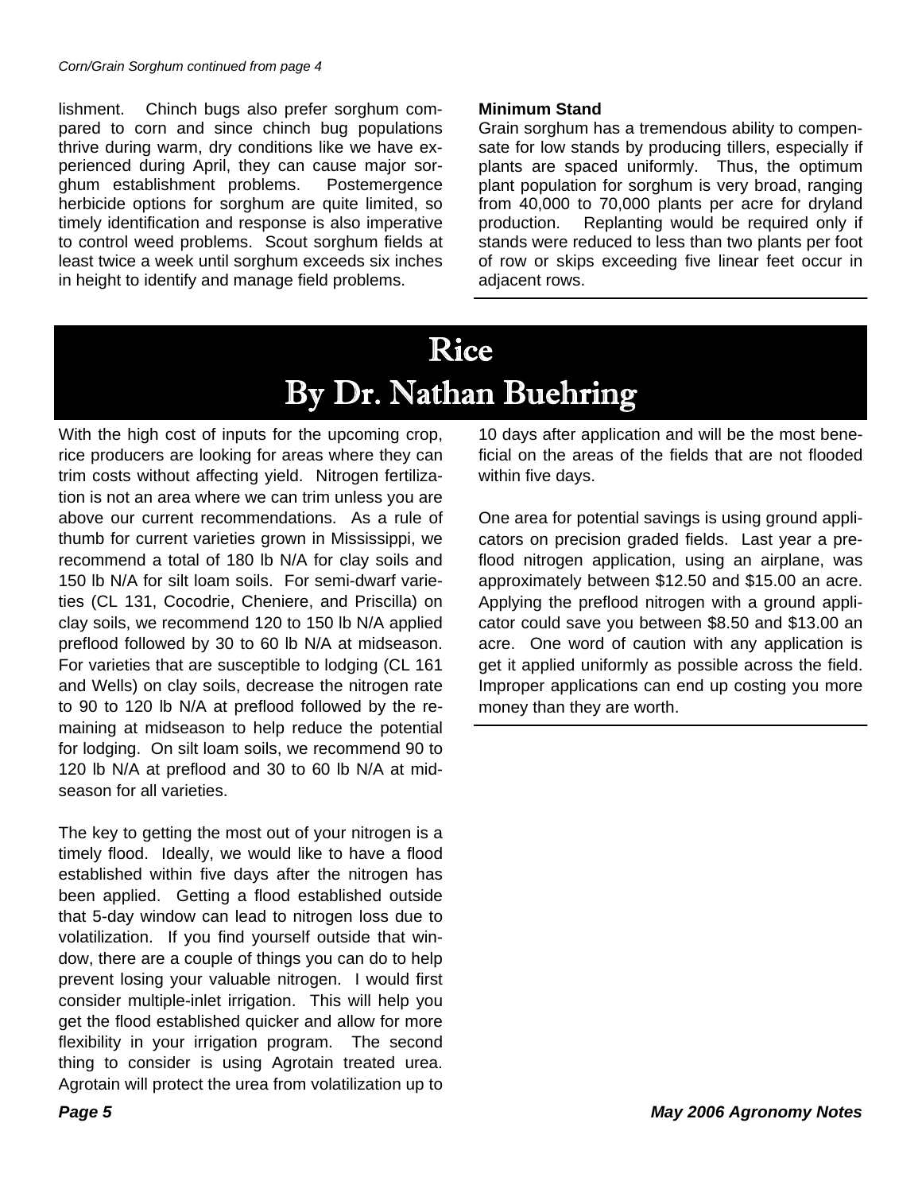*Corn/Grain Sorghum continued from page 4*

lishment. Chinch bugs also prefer sorghum compared to corn and since chinch bug populations thrive during warm, dry conditions like we have experienced during April, they can cause major sorghum establishment problems. Postemergence herbicide options for sorghum are quite limited, so timely identification and response is also imperative to control weed problems. Scout sorghum fields at least twice a week until sorghum exceeds six inches in height to identify and manage field problems.

**Minimum Stand**

Grain sorghum has a tremendous ability to compensate for low stands by producing tillers, especially if plants are spaced uniformly. Thus, the optimum plant population for sorghum is very broad, ranging from 40,000 to 70,000 plants per acre for dryland production. Replanting would be required only if stands were reduced to less than two plants per foot of row or skips exceeding five linear feet occur in adjacent rows.

# Rice
## By Dr. Nathan Buehring

With the high cost of inputs for the upcoming crop, rice producers are looking for areas where they can trim costs without affecting yield. Nitrogen fertilization is not an area where we can trim unless you are above our current recommendations. As a rule of thumb for current varieties grown in Mississippi, we recommend a total of 180 lb N/A for clay soils and 150 lb N/A for silt loam soils. For semi-dwarf varieties (CL 131, Cocodrie, Cheniere, and Priscilla) on clay soils, we recommend 120 to 150 lb N/A applied preflood followed by 30 to 60 lb N/A at midseason. For varieties that are susceptible to lodging (CL 161 and Wells) on clay soils, decrease the nitrogen rate to 90 to 120 lb N/A at preflood followed by the remaining at midseason to help reduce the potential for lodging. On silt loam soils, we recommend 90 to 120 lb N/A at preflood and 30 to 60 lb N/A at midseason for all varieties.

The key to getting the most out of your nitrogen is a timely flood. Ideally, we would like to have a flood established within five days after the nitrogen has been applied. Getting a flood established outside that 5-day window can lead to nitrogen loss due to volatilization. If you find yourself outside that window, there are a couple of things you can do to help prevent losing your valuable nitrogen. I would first consider multiple-inlet irrigation. This will help you get the flood established quicker and allow for more flexibility in your irrigation program. The second thing to consider is using Agrotain treated urea. Agrotain will protect the urea from volatilization up to 10 days after application and will be the most beneficial on the areas of the fields that are not flooded within five days.

One area for potential savings is using ground applicators on precision graded fields. Last year a preflood nitrogen application, using an airplane, was approximately between $12.50 and $15.00 an acre. Applying the preflood nitrogen with a ground applicator could save you between $8.50 and $13.00 an acre. One word of caution with any application is get it applied uniformly as possible across the field. Improper applications can end up costing you more money than they are worth.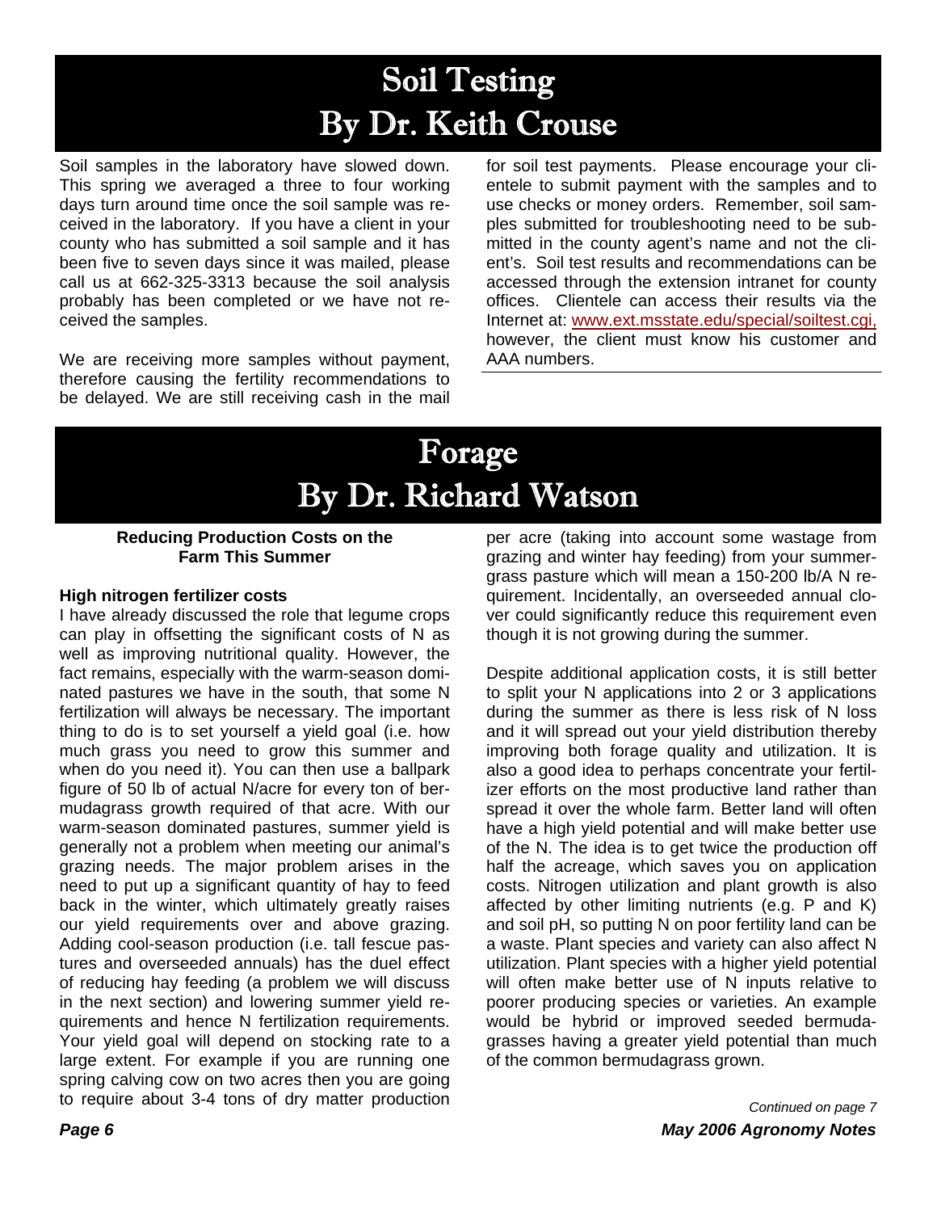# Soil Testing
# By Dr. Keith Crouse

Soil samples in the laboratory have slowed down. This spring we averaged a three to four working days turn around time once the soil sample was received in the laboratory. If you have a client in your county who has submitted a soil sample and it has been five to seven days since it was mailed, please call us at 662-325-3313 because the soil analysis probably has been completed or we have not received the samples.

We are receiving more samples without payment, therefore causing the fertility recommendations to be delayed. We are still receiving cash in the mail for soil test payments. Please encourage your clientele to submit payment with the samples and to use checks or money orders. Remember, soil samples submitted for troubleshooting need to be submitted in the county agent's name and not the client's. Soil test results and recommendations can be accessed through the extension intranet for county offices. Clientele can access their results via the Internet at: www.ext.msstate.edu/special/soiltest.cgi, however, the client must know his customer and AAA numbers.

# Forage
# By Dr. Richard Watson

**Reducing Production Costs on the Farm This Summer**

**High nitrogen fertilizer costs**

I have already discussed the role that legume crops can play in offsetting the significant costs of N as well as improving nutritional quality. However, the fact remains, especially with the warm-season dominated pastures we have in the south, that some N fertilization will always be necessary. The important thing to do is to set yourself a yield goal (i.e. how much grass you need to grow this summer and when do you need it). You can then use a ballpark figure of 50 lb of actual N/acre for every ton of bermudagrass growth required of that acre. With our warm-season dominated pastures, summer yield is generally not a problem when meeting our animal's grazing needs. The major problem arises in the need to put up a significant quantity of hay to feed back in the winter, which ultimately greatly raises our yield requirements over and above grazing. Adding cool-season production (i.e. tall fescue pastures and overseeded annuals) has the duel effect of reducing hay feeding (a problem we will discuss in the next section) and lowering summer yield requirements and hence N fertilization requirements. Your yield goal will depend on stocking rate to a large extent. For example if you are running one spring calving cow on two acres then you are going to require about 3-4 tons of dry matter production per acre (taking into account some wastage from grazing and winter hay feeding) from your summer-grass pasture which will mean a 150-200 lb/A N requirement. Incidentally, an overseeded annual clover could significantly reduce this requirement even though it is not growing during the summer.

Despite additional application costs, it is still better to split your N applications into 2 or 3 applications during the summer as there is less risk of N loss and it will spread out your yield distribution thereby improving both forage quality and utilization. It is also a good idea to perhaps concentrate your fertilizer efforts on the most productive land rather than spread it over the whole farm. Better land will often have a high yield potential and will make better use of the N. The idea is to get twice the production off half the acreage, which saves you on application costs. Nitrogen utilization and plant growth is also affected by other limiting nutrients (e.g. P and K) and soil pH, so putting N on poor fertility land can be a waste. Plant species and variety can also affect N utilization. Plant species with a higher yield potential will often make better use of N inputs relative to poorer producing species or varieties. An example would be hybrid or improved seeded bermudagrasses having a greater yield potential than much of the common bermudagrass grown.

*Continued on page 7*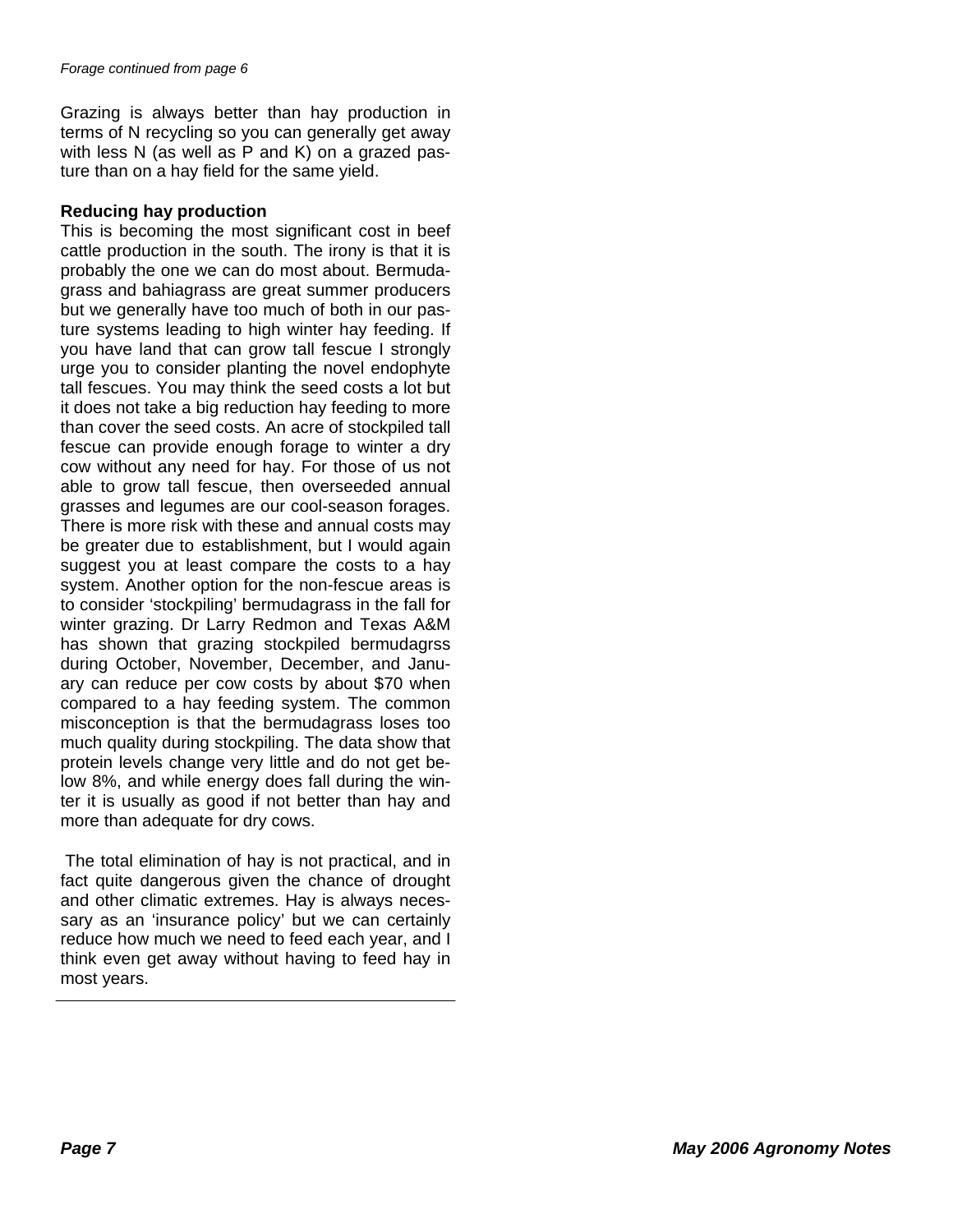*Forage continued from page 6*

Grazing is always better than hay production in terms of N recycling so you can generally get away with less N (as well as P and K) on a grazed pasture than on a hay field for the same yield.

**Reducing hay production**

This is becoming the most significant cost in beef cattle production in the south. The irony is that it is probably the one we can do most about. Bermudagrass and bahiagrass are great summer producers but we generally have too much of both in our pasture systems leading to high winter hay feeding. If you have land that can grow tall fescue I strongly urge you to consider planting the novel endophyte tall fescues. You may think the seed costs a lot but it does not take a big reduction hay feeding to more than cover the seed costs. An acre of stockpiled tall fescue can provide enough forage to winter a dry cow without any need for hay. For those of us not able to grow tall fescue, then overseeded annual grasses and legumes are our cool-season forages. There is more risk with these and annual costs may be greater due to establishment, but I would again suggest you at least compare the costs to a hay system. Another option for the non-fescue areas is to consider 'stockpiling' bermudagrass in the fall for winter grazing. Dr Larry Redmon and Texas A&M has shown that grazing stockpiled bermudagrss during October, November, December, and January can reduce per cow costs by about $70 when compared to a hay feeding system. The common misconception is that the bermudagrass loses too much quality during stockpiling. The data show that protein levels change very little and do not get below 8%, and while energy does fall during the winter it is usually as good if not better than hay and more than adequate for dry cows.

The total elimination of hay is not practical, and in fact quite dangerous given the chance of drought and other climatic extremes. Hay is always necessary as an 'insurance policy' but we can certainly reduce how much we need to feed each year, and I think even get away without having to feed hay in most years.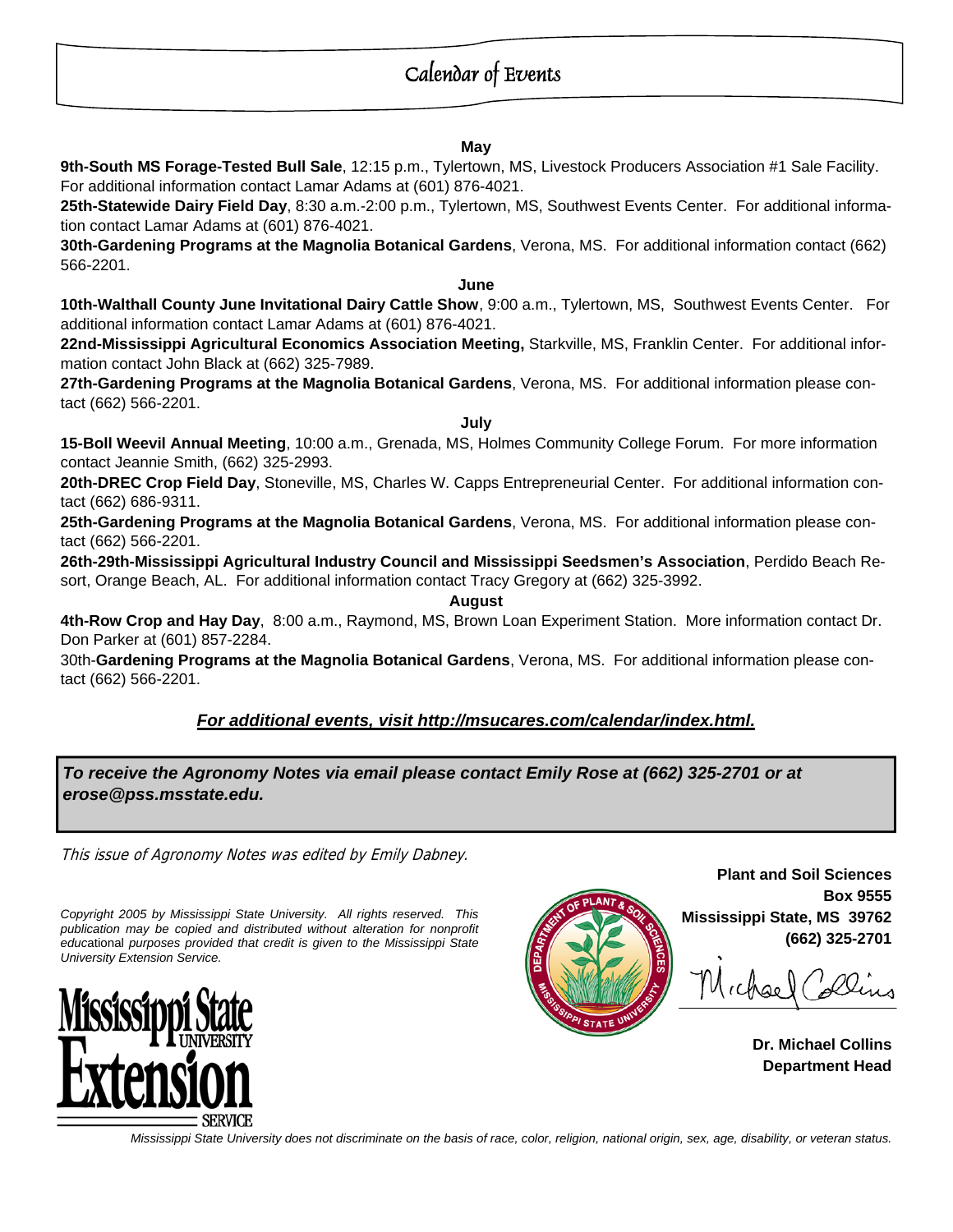# Calendar of Events

**May**

**9th-South MS Forage-Tested Bull Sale**, 12:15 p.m., Tylertown, MS, Livestock Producers Association #1 Sale Facility. For additional information contact Lamar Adams at (601) 876-4021.

**25th-Statewide Dairy Field Day**, 8:30 a.m.-2:00 p.m., Tylertown, MS, Southwest Events Center. For additional information contact Lamar Adams at (601) 876-4021.

**30th-Gardening Programs at the Magnolia Botanical Gardens**, Verona, MS. For additional information contact (662) 566-2201.

**June**

**10th-Walthall County June Invitational Dairy Cattle Show**, 9:00 a.m., Tylertown, MS, Southwest Events Center. For additional information contact Lamar Adams at (601) 876-4021.

**22nd-Mississippi Agricultural Economics Association Meeting,** Starkville, MS, Franklin Center. For additional information contact John Black at (662) 325-7989.

**27th-Gardening Programs at the Magnolia Botanical Gardens**, Verona, MS. For additional information please contact (662) 566-2201.

**July**

**15-Boll Weevil Annual Meeting**, 10:00 a.m., Grenada, MS, Holmes Community College Forum. For more information contact Jeannie Smith, (662) 325-2993.

**20th-DREC Crop Field Day**, Stoneville, MS, Charles W. Capps Entrepreneurial Center. For additional information contact (662) 686-9311.

**25th-Gardening Programs at the Magnolia Botanical Gardens**, Verona, MS. For additional information please contact (662) 566-2201.

**26th-29th-Mississippi Agricultural Industry Council and Mississippi Seedsmen's Association**, Perdido Beach Resort, Orange Beach, AL. For additional information contact Tracy Gregory at (662) 325-3992.

**August**

**4th-Row Crop and Hay Day**, 8:00 a.m., Raymond, MS, Brown Loan Experiment Station. More information contact Dr. Don Parker at (601) 857-2284.

30th-**Gardening Programs at the Magnolia Botanical Gardens**, Verona, MS. For additional information please contact (662) 566-2201.

***For additional events, visit http://msucares.com/calendar/index.html.***

***To receive the Agronomy Notes via email please contact Emily Rose at (662) 325-2701 or at erose@pss.msstate.edu.***

*This issue of Agronomy Notes was edited by Emily Dabney.*

*Copyright 2005 by Mississippi State University. All rights reserved. This publication may be copied and distributed without alteration for nonprofit educational purposes provided that credit is given to the Mississippi State University Extension Service.*

Mississippi State University Extension Service

**Plant and Soil Sciences**
**Box 9555**
**Mississippi State, MS 39762**
**(662) 325-2701**

**Dr. Michael Collins**
**Department Head**

*Mississippi State University does not discriminate on the basis of race, color, religion, national origin, sex, age, disability, or veteran status.*